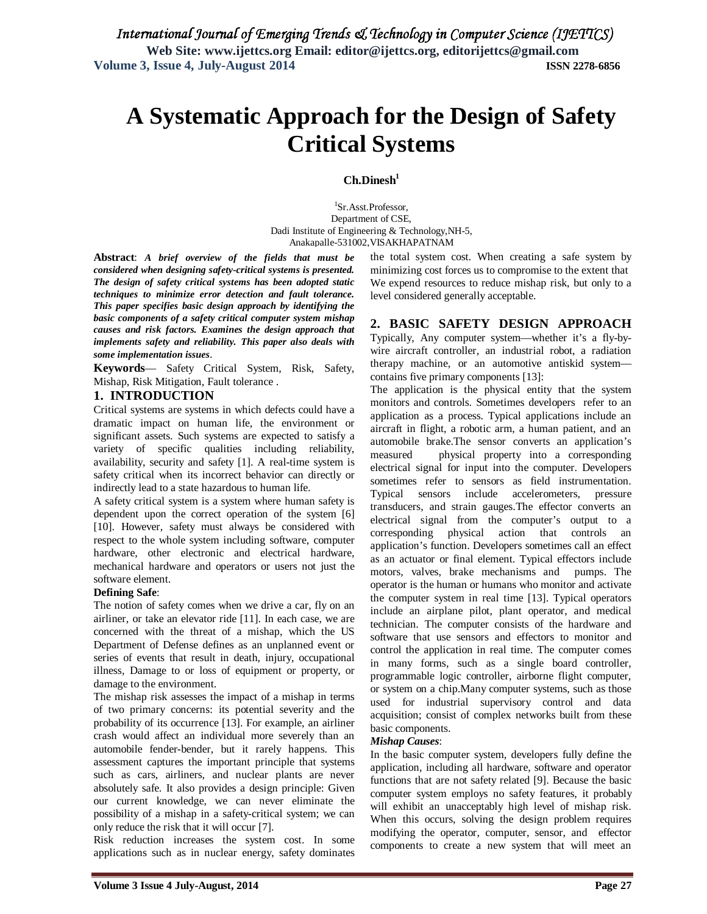# A Systematic Approach for the Design of Safety Critical Systems

**Ch.Dinesh**[1]

[1]Sr.Asst.Professor,
Department of CSE,
Dadi Institute of Engineering & Technology,NH-5,
Anakapalle-531002,VISAKHAPATNAM

**Abstract**: ***A brief overview of the fields that must be considered when designing safety-critical systems is presented. The design of safety critical systems has been adopted static techniques to minimize error detection and fault tolerance. This paper specifies basic design approach by identifying the basic components of a safety critical computer system mishap causes and risk factors. Examines the design approach that implements safety and reliability. This paper also deals with some implementation issues***.

**Keywords**— Safety Critical System, Risk, Safety, Mishap, Risk Mitigation, Fault tolerance .

## 1. INTRODUCTION

Critical systems are systems in which defects could have a dramatic impact on human life, the environment or significant assets. Such systems are expected to satisfy a variety of specific qualities including reliability, availability, security and safety [1]. A real-time system is safety critical when its incorrect behavior can directly or indirectly lead to a state hazardous to human life.

A safety critical system is a system where human safety is dependent upon the correct operation of the system [6] [10]. However, safety must always be considered with respect to the whole system including software, computer hardware, other electronic and electrical hardware, mechanical hardware and operators or users not just the software element.

**Defining Safe**:

The notion of safety comes when we drive a car, fly on an airliner, or take an elevator ride [11]. In each case, we are concerned with the threat of a mishap, which the US Department of Defense defines as an unplanned event or series of events that result in death, injury, occupational illness, Damage to or loss of equipment or property, or damage to the environment.

The mishap risk assesses the impact of a mishap in terms of two primary concerns: its potential severity and the probability of its occurrence [13]. For example, an airliner crash would affect an individual more severely than an automobile fender-bender, but it rarely happens. This assessment captures the important principle that systems such as cars, airliners, and nuclear plants are never absolutely safe. It also provides a design principle: Given our current knowledge, we can never eliminate the possibility of a mishap in a safety-critical system; we can only reduce the risk that it will occur [7].

Risk reduction increases the system cost. In some applications such as in nuclear energy, safety dominates the total system cost. When creating a safe system by minimizing cost forces us to compromise to the extent that We expend resources to reduce mishap risk, but only to a level considered generally acceptable.

## 2. BASIC SAFETY DESIGN APPROACH

Typically, Any computer system—whether it's a fly-by-wire aircraft controller, an industrial robot, a radiation therapy machine, or an automotive antiskid system—contains five primary components [13]:

The application is the physical entity that the system monitors and controls. Sometimes developers refer to an application as a process. Typical applications include an aircraft in flight, a robotic arm, a human patient, and an automobile brake.The sensor converts an application's measured physical property into a corresponding electrical signal for input into the computer. Developers sometimes refer to sensors as field instrumentation. Typical sensors include accelerometers, pressure transducers, and strain gauges.The effector converts an electrical signal from the computer's output to a corresponding physical action that controls an application's function. Developers sometimes call an effect as an actuator or final element. Typical effectors include motors, valves, brake mechanisms and pumps. The operator is the human or humans who monitor and activate the computer system in real time [13]. Typical operators include an airplane pilot, plant operator, and medical technician. The computer consists of the hardware and software that use sensors and effectors to monitor and control the application in real time. The computer comes in many forms, such as a single board controller, programmable logic controller, airborne flight computer, or system on a chip.Many computer systems, such as those used for industrial supervisory control and data acquisition; consist of complex networks built from these basic components.

***Mishap Causes***:

In the basic computer system, developers fully define the application, including all hardware, software and operator functions that are not safety related [9]. Because the basic computer system employs no safety features, it probably will exhibit an unacceptably high level of mishap risk. When this occurs, solving the design problem requires modifying the operator, computer, sensor, and effector components to create a new system that will meet an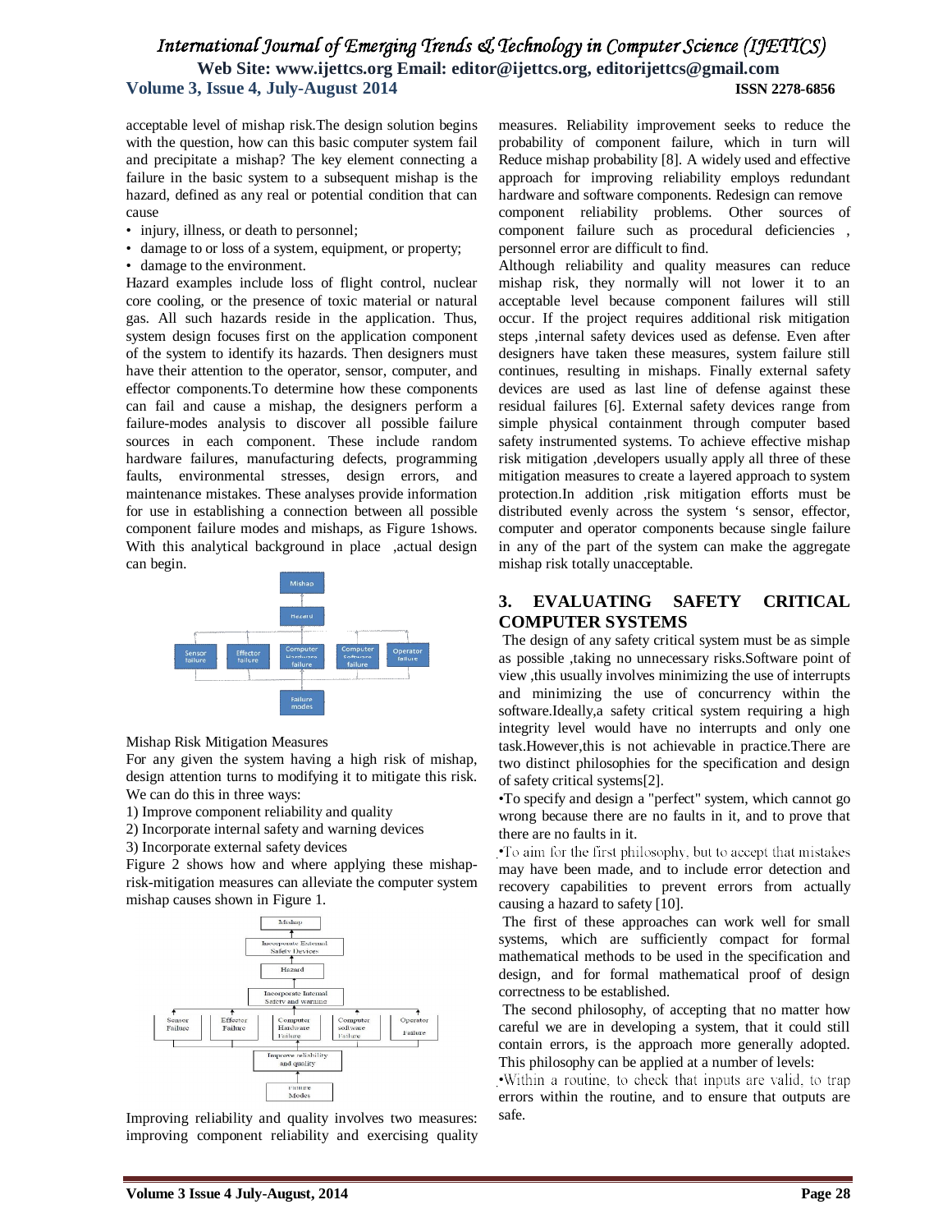acceptable level of mishap risk.The design solution begins with the question, how can this basic computer system fail and precipitate a mishap? The key element connecting a failure in the basic system to a subsequent mishap is the hazard, defined as any real or potential condition that can cause

- injury, illness, or death to personnel;
- damage to or loss of a system, equipment, or property;
- damage to the environment.

Hazard examples include loss of flight control, nuclear core cooling, or the presence of toxic material or natural gas. All such hazards reside in the application. Thus, system design focuses first on the application component of the system to identify its hazards. Then designers must have their attention to the operator, sensor, computer, and effector components.To determine how these components can fail and cause a mishap, the designers perform a failure-modes analysis to discover all possible failure sources in each component. These include random hardware failures, manufacturing defects, programming faults, environmental stresses, design errors, and maintenance mistakes. These analyses provide information for use in establishing a connection between all possible component failure modes and mishaps, as Figure 1shows. With this analytical background in place ,actual design can begin.

Mishap Risk Mitigation Measures

For any given the system having a high risk of mishap, design attention turns to modifying it to mitigate this risk. We can do this in three ways:

1) Improve component reliability and quality
2) Incorporate internal safety and warning devices
3) Incorporate external safety devices

Figure 2 shows how and where applying these mishap-risk-mitigation measures can alleviate the computer system mishap causes shown in Figure 1.

Improving reliability and quality involves two measures: improving component reliability and exercising quality measures. Reliability improvement seeks to reduce the probability of component failure, which in turn will Reduce mishap probability [8]. A widely used and effective approach for improving reliability employs redundant hardware and software components. Redesign can remove component reliability problems. Other sources of component failure such as procedural deficiencies , personnel error are difficult to find.

Although reliability and quality measures can reduce mishap risk, they normally will not lower it to an acceptable level because component failures will still occur. If the project requires additional risk mitigation steps ,internal safety devices used as defense. Even after designers have taken these measures, system failure still continues, resulting in mishaps. Finally external safety devices are used as last line of defense against these residual failures [6]. External safety devices range from simple physical containment through computer based safety instrumented systems. To achieve effective mishap risk mitigation ,developers usually apply all three of these mitigation measures to create a layered approach to system protection.In addition ,risk mitigation efforts must be distributed evenly across the system 's sensor, effector, computer and operator components because single failure in any of the part of the system can make the aggregate mishap risk totally unacceptable.

## 3. EVALUATING SAFETY CRITICAL COMPUTER SYSTEMS

The design of any safety critical system must be as simple as possible ,taking no unnecessary risks.Software point of view ,this usually involves minimizing the use of interrupts and minimizing the use of concurrency within the software.Ideally,a safety critical system requiring a high integrity level would have no interrupts and only one task.However,this is not achievable in practice.There are two distinct philosophies for the specification and design of safety critical systems[2].

- To specify and design a "perfect" system, which cannot go wrong because there are no faults in it, and to prove that there are no faults in it.
- To aim for the first philosophy, but to accept that mistakes may have been made, and to include error detection and recovery capabilities to prevent errors from actually causing a hazard to safety [10].

The first of these approaches can work well for small systems, which are sufficiently compact for formal mathematical methods to be used in the specification and design, and for formal mathematical proof of design correctness to be established.

The second philosophy, of accepting that no matter how careful we are in developing a system, that it could still contain errors, is the approach more generally adopted. This philosophy can be applied at a number of levels:

- Within a routine, to check that inputs are valid, to trap errors within the routine, and to ensure that outputs are safe.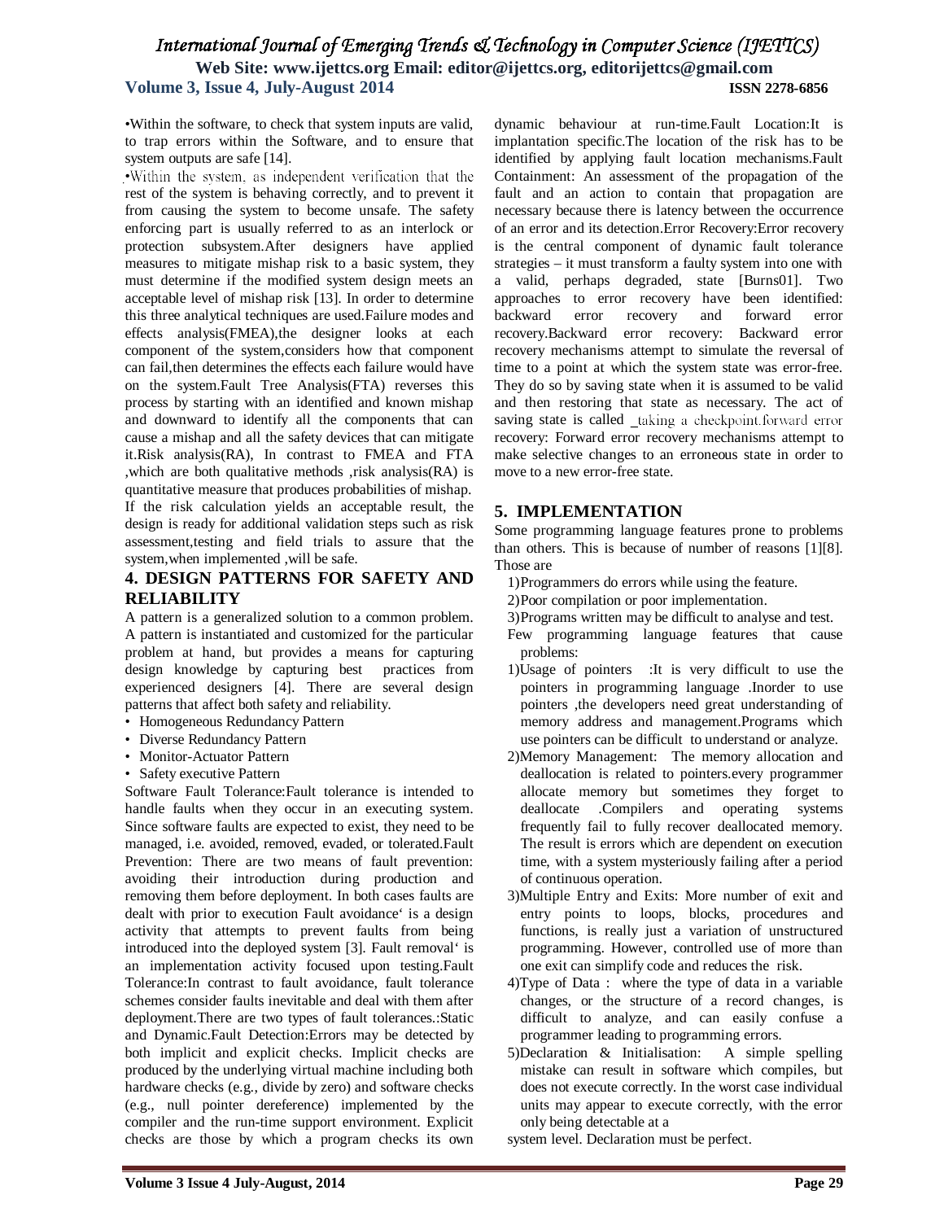•Within the software, to check that system inputs are valid, to trap errors within the Software, and to ensure that system outputs are safe [14].

•Within the system, as independent verification that the rest of the system is behaving correctly, and to prevent it from causing the system to become unsafe. The safety enforcing part is usually referred to as an interlock or protection subsystem.After designers have applied measures to mitigate mishap risk to a basic system, they must determine if the modified system design meets an acceptable level of mishap risk [13]. In order to determine this three analytical techniques are used.Failure modes and effects analysis(FMEA),the designer looks at each component of the system,considers how that component can fail,then determines the effects each failure would have on the system.Fault Tree Analysis(FTA) reverses this process by starting with an identified and known mishap and downward to identify all the components that can cause a mishap and all the safety devices that can mitigate it.Risk analysis(RA), In contrast to FMEA and FTA ,which are both qualitative methods ,risk analysis(RA) is quantitative measure that produces probabilities of mishap. If the risk calculation yields an acceptable result, the design is ready for additional validation steps such as risk assessment,testing and field trials to assure that the system,when implemented ,will be safe.

## 4. DESIGN PATTERNS FOR SAFETY AND RELIABILITY

A pattern is a generalized solution to a common problem. A pattern is instantiated and customized for the particular problem at hand, but provides a means for capturing design knowledge by capturing best practices from experienced designers [4]. There are several design patterns that affect both safety and reliability.

- Homogeneous Redundancy Pattern
- Diverse Redundancy Pattern
- Monitor-Actuator Pattern
- Safety executive Pattern

Software Fault Tolerance:Fault tolerance is intended to handle faults when they occur in an executing system. Since software faults are expected to exist, they need to be managed, i.e. avoided, removed, evaded, or tolerated.Fault Prevention: There are two means of fault prevention: avoiding their introduction during production and removing them before deployment. In both cases faults are dealt with prior to execution Fault avoidance' is a design activity that attempts to prevent faults from being introduced into the deployed system [3]. Fault removal' is an implementation activity focused upon testing.Fault Tolerance:In contrast to fault avoidance, fault tolerance schemes consider faults inevitable and deal with them after deployment.There are two types of fault tolerances.:Static and Dynamic.Fault Detection:Errors may be detected by both implicit and explicit checks. Implicit checks are produced by the underlying virtual machine including both hardware checks (e.g., divide by zero) and software checks (e.g., null pointer dereference) implemented by the compiler and the run-time support environment. Explicit checks are those by which a program checks its own dynamic behaviour at run-time.Fault Location:It is implantation specific.The location of the risk has to be identified by applying fault location mechanisms.Fault Containment: An assessment of the propagation of the fault and an action to contain that propagation are necessary because there is latency between the occurrence of an error and its detection.Error Recovery:Error recovery is the central component of dynamic fault tolerance strategies – it must transform a faulty system into one with a valid, perhaps degraded, state [Burns01]. Two approaches to error recovery have been identified: backward error recovery and forward error recovery.Backward error recovery: Backward error recovery mechanisms attempt to simulate the reversal of time to a point at which the system state was error-free. They do so by saving state when it is assumed to be valid and then restoring that state as necessary. The act of saving state is called _taking a checkpoint.forward error recovery: Forward error recovery mechanisms attempt to make selective changes to an erroneous state in order to move to a new error-free state.

## 5. IMPLEMENTATION

Some programming language features prone to problems than others. This is because of number of reasons [1][8]. Those are

1) Programmers do errors while using the feature.
2) Poor compilation or poor implementation.
3) Programs written may be difficult to analyse and test.

Few programming language features that cause problems:

1) Usage of pointers :It is very difficult to use the pointers in programming language .Inorder to use pointers ,the developers need great understanding of memory address and management.Programs which use pointers can be difficult to understand or analyze.
2) Memory Management: The memory allocation and deallocation is related to pointers.every programmer allocate memory but sometimes they forget to deallocate .Compilers and operating systems frequently fail to fully recover deallocated memory. The result is errors which are dependent on execution time, with a system mysteriously failing after a period of continuous operation.
3) Multiple Entry and Exits: More number of exit and entry points to loops, blocks, procedures and functions, is really just a variation of unstructured programming. However, controlled use of more than one exit can simplify code and reduces the risk.
4) Type of Data : where the type of data in a variable changes, or the structure of a record changes, is difficult to analyze, and can easily confuse a programmer leading to programming errors.
5) Declaration & Initialisation: A simple spelling mistake can result in software which compiles, but does not execute correctly. In the worst case individual units may appear to execute correctly, with the error only being detectable at a system level. Declaration must be perfect.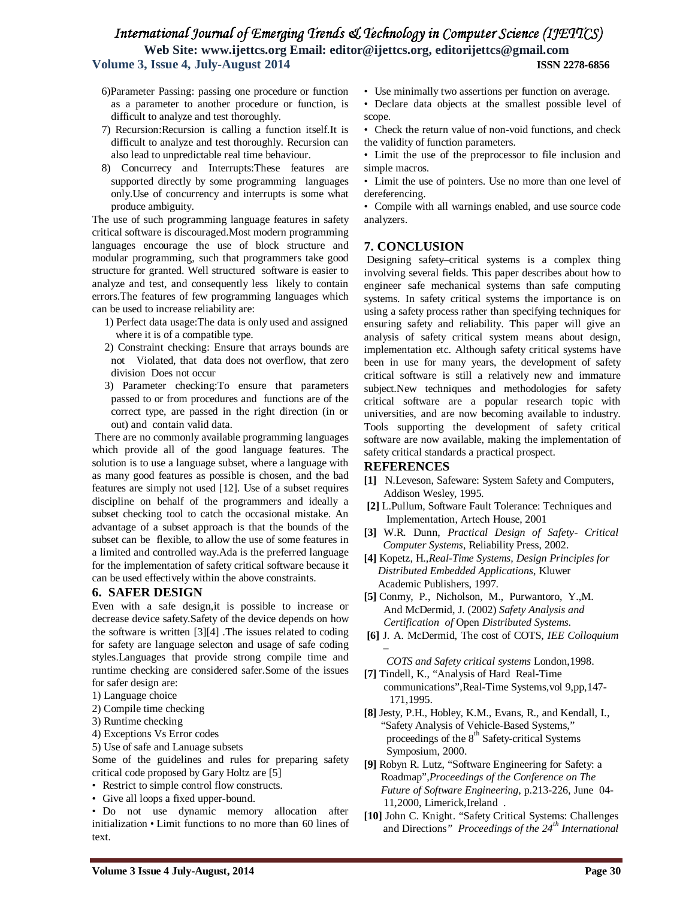6) Parameter Passing: passing one procedure or function as a parameter to another procedure or function, is difficult to analyze and test thoroughly.

7) Recursion: Recursion is calling a function itself. It is difficult to analyze and test thoroughly. Recursion can also lead to unpredictable real time behaviour.

8) Concurrecy and Interrupts: These features are supported directly by some programming languages only. Use of concurrency and interrupts is some what produce ambiguity.

The use of such programming language features in safety critical software is discouraged. Most modern programming languages encourage the use of block structure and modular programming, such that programmers take good structure for granted. Well structured software is easier to analyze and test, and consequently less likely to contain errors. The features of few programming languages which can be used to increase reliability are:

1) Perfect data usage: The data is only used and assigned where it is of a compatible type.

2) Constraint checking: Ensure that arrays bounds are not Violated, that data does not overflow, that zero division Does not occur

3) Parameter checking: To ensure that parameters passed to or from procedures and functions are of the correct type, are passed in the right direction (in or out) and contain valid data.

There are no commonly available programming languages which provide all of the good language features. The solution is to use a language subset, where a language with as many good features as possible is chosen, and the bad features are simply not used [12]. Use of a subset requires discipline on behalf of the programmers and ideally a subset checking tool to catch the occasional mistake. An advantage of a subset approach is that the bounds of the subset can be flexible, to allow the use of some features in a limited and controlled way. Ada is the preferred language for the implementation of safety critical software because it can be used effectively within the above constraints.

## 6. SAFER DESIGN

Even with a safe design, it is possible to increase or decrease device safety. Safety of the device depends on how the software is written [3][4]. The issues related to coding for safety are language selecton and usage of safe coding styles. Languages that provide strong compile time and runtime checking are considered safer. Some of the issues for safer design are:

1) Language choice
2) Compile time checking
3) Runtime checking
4) Exceptions Vs Error codes
5) Use of safe and Lanuage subsets

Some of the guidelines and rules for preparing safety critical code proposed by Gary Holtz are [5]

- Restrict to simple control flow constructs.
- Give all loops a fixed upper-bound.
- Do not use dynamic memory allocation after initialization
- Limit functions to no more than 60 lines of text.
- Use minimally two assertions per function on average.
- Declare data objects at the smallest possible level of scope.
- Check the return value of non-void functions, and check the validity of function parameters.
- Limit the use of the preprocessor to file inclusion and simple macros.
- Limit the use of pointers. Use no more than one level of dereferencing.
- Compile with all warnings enabled, and use source code analyzers.

## 7. CONCLUSION

Designing safety–critical systems is a complex thing involving several fields. This paper describes about how to engineer safe mechanical systems than safe computing systems. In safety critical systems the importance is on using a safety process rather than specifying techniques for ensuring safety and reliability. This paper will give an analysis of safety critical system means about design, implementation etc. Although safety critical systems have been in use for many years, the development of safety critical software is still a relatively new and immature subject. New techniques and methodologies for safety critical software are a popular research topic with universities, and are now becoming available to industry. Tools supporting the development of safety critical software are now available, making the implementation of safety critical standards a practical prospect.

## REFERENCES

**[1]** N.Leveson, Safeware: System Safety and Computers, Addison Wesley, 1995.

**[2]** L.Pullum, Software Fault Tolerance: Techniques and Implementation, Artech House, 2001

**[3]** W.R. Dunn, *Practical Design of Safety- Critical Computer Systems*, Reliability Press, 2002.

**[4]** Kopetz, H.,*Real-Time Systems, Design Principles for Distributed Embedded Applications*, Kluwer Academic Publishers, 1997.

**[5]** Conmy, P., Nicholson, M., Purwantoro, Y.,M. And McDermid, J. (2002) *Safety Analysis and Certification of* Open *Distributed Systems.*

**[6]** J. A. McDermid, The cost of COTS, *IEE Colloquium – COTS and Safety critical systems* London,1998.

**[7]** Tindell, K., "Analysis of Hard Real-Time communications",Real-Time Systems,vol 9,pp,147-171,1995.

**[8]** Jesty, P.H., Hobley, K.M., Evans, R., and Kendall, I., "Safety Analysis of Vehicle-Based Systems," proceedings of the 8th Safety-critical Systems Symposium, 2000.

**[9]** Robyn R. Lutz, "Software Engineering for Safety: a Roadmap",*Proceedings of the Conference on The Future of Software Engineering,* p.213-226, June 04-11,2000, Limerick,Ireland .

**[10]** John C. Knight. "Safety Critical Systems: Challenges and Directions" *Proceedings of the 24th International*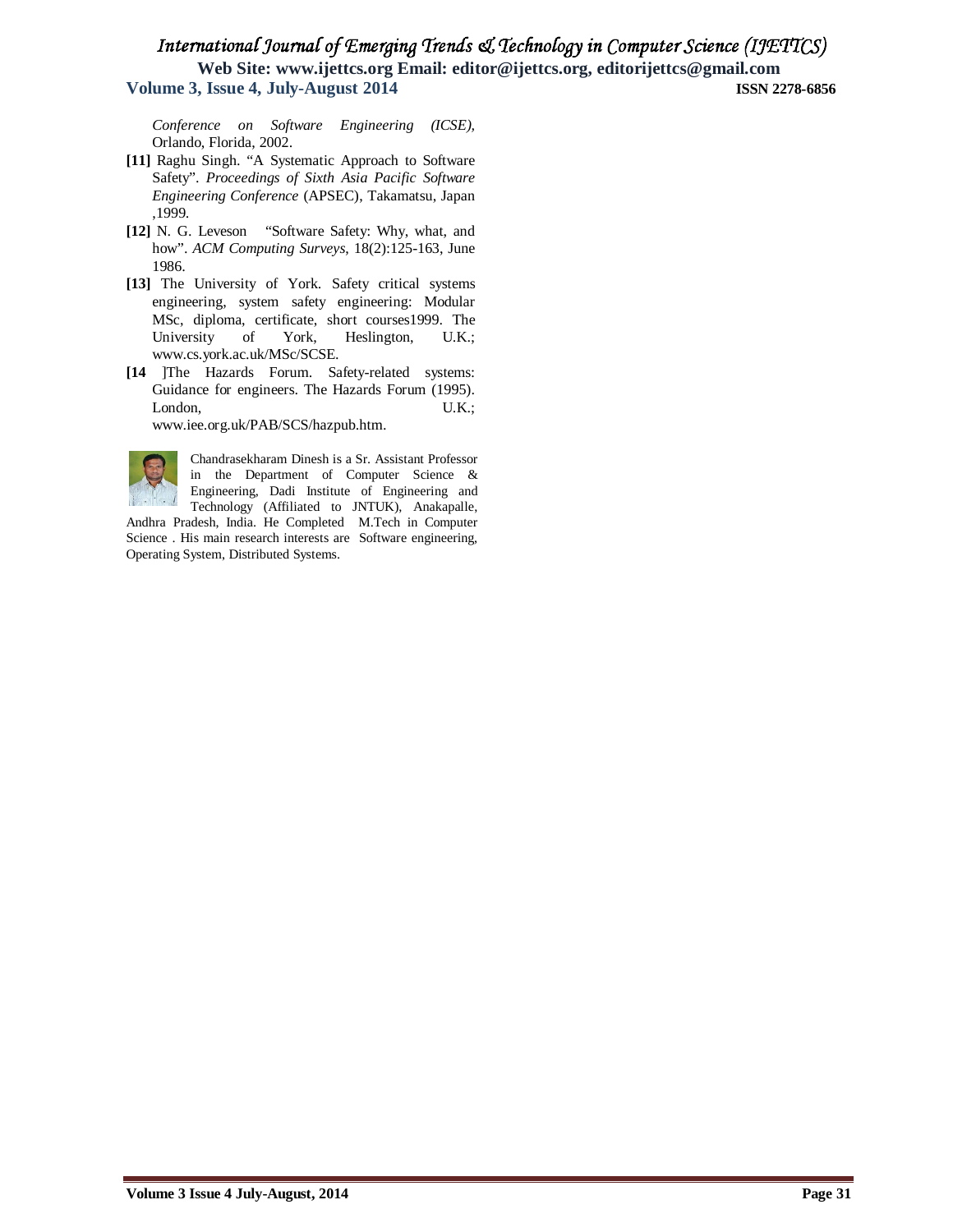*Conference on Software Engineering (ICSE),* Orlando, Florida, 2002.

**[11]** Raghu Singh. "A Systematic Approach to Software Safety". *Proceedings of Sixth Asia Pacific Software Engineering Conference* (APSEC), Takamatsu, Japan ,1999.

**[12]** N. G. Leveson "Software Safety: Why, what, and how". *ACM Computing Surveys*, 18(2):125-163, June 1986.

**[13]** The University of York. Safety critical systems engineering, system safety engineering: Modular MSc, diploma, certificate, short courses1999. The University of York, Heslington, U.K.; www.cs.york.ac.uk/MSc/SCSE.

**[14** ]The Hazards Forum. Safety-related systems: Guidance for engineers. The Hazards Forum (1995). London, U.K.; www.iee.org.uk/PAB/SCS/hazpub.htm.

Chandrasekharam Dinesh is a Sr. Assistant Professor in the Department of Computer Science & Engineering, Dadi Institute of Engineering and Technology (Affiliated to JNTUK), Anakapalle, Andhra Pradesh, India. He Completed M.Tech in Computer Science . His main research interests are Software engineering, Operating System, Distributed Systems.